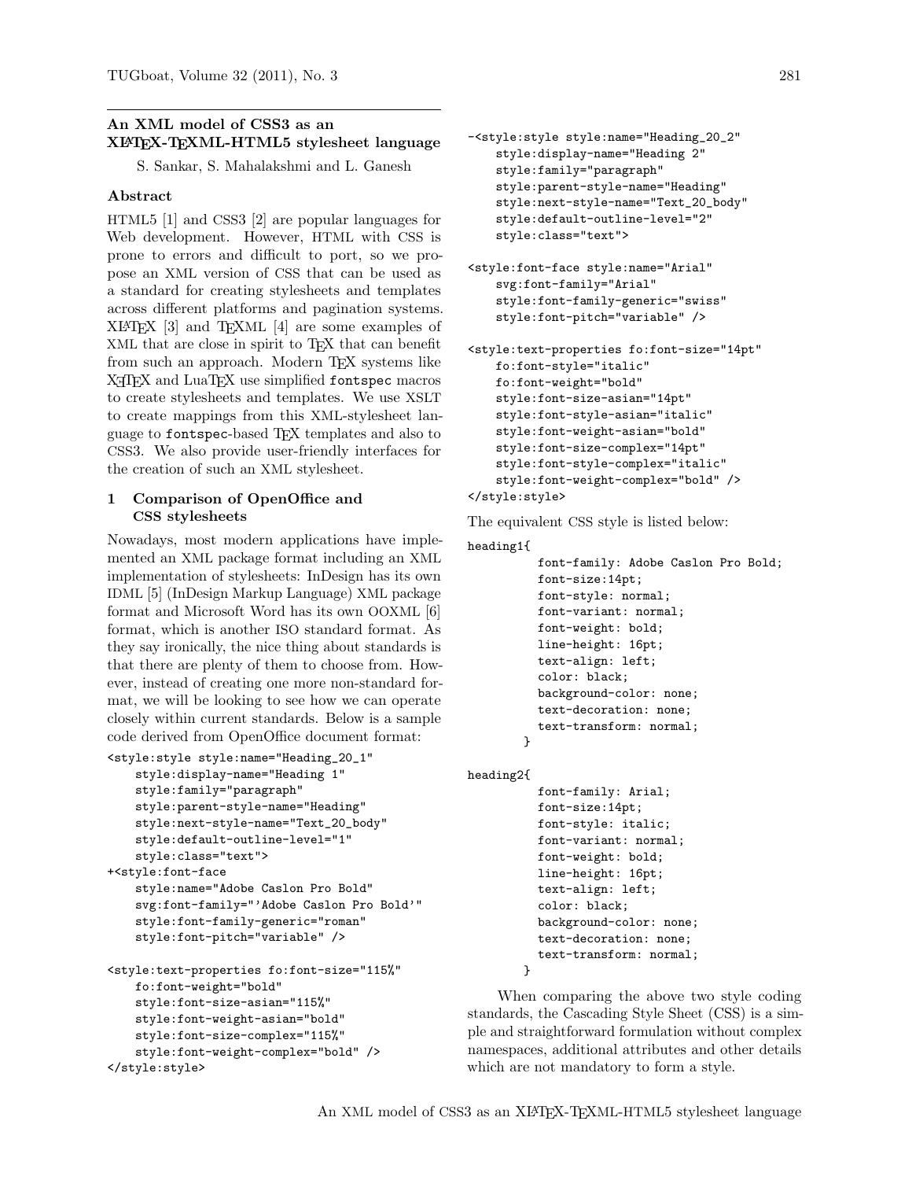# An XML model of CSS3 as an XLaTeX-TeXML-HTML5 stylesheet language

S. Sankar, S. Mahalakshmi and L. Ganesh

## Abstract

HTML5 [1] and CSS3 [2] are popular languages for Web development. However, HTML with CSS is prone to errors and difficult to port, so we propose an XML version of CSS that can be used as a standard for creating stylesheets and templates across different platforms and pagination systems. XLaTeX [3] and TeXML [4] are some examples of XML that are close in spirit to TeX that can benefit from such an approach. Modern TeX systems like XeTeX and LuaTeX use simplified `fontspec` macros to create stylesheets and templates. We use XSLT to create mappings from this XML-stylesheet language to `fontspec`-based TeX templates and also to CSS3. We also provide user-friendly interfaces for the creation of such an XML stylesheet.

## 1 Comparison of OpenOffice and CSS stylesheets

Nowadays, most modern applications have implemented an XML package format including an XML implementation of stylesheets: InDesign has its own IDML [5] (InDesign Markup Language) XML package format and Microsoft Word has its own OOXML [6] format, which is another ISO standard format. As they say ironically, the nice thing about standards is that there are plenty of them to choose from. However, instead of creating one more non-standard format, we will be looking to see how we can operate closely within current standards. Below is a sample code derived from OpenOffice document format:

```
<style:style style:name="Heading_20_1"
    style:display-name="Heading 1"
    style:family="paragraph"
    style:parent-style-name="Heading"
    style:next-style-name="Text_20_body"
    style:default-outline-level="1"
    style:class="text">
+<style:font-face
    style:name="Adobe Caslon Pro Bold"
    svg:font-family="'Adobe Caslon Pro Bold'"
    style:font-family-generic="roman"
    style:font-pitch="variable" />

<style:text-properties fo:font-size="115%"
    fo:font-weight="bold"
    style:font-size-asian="115%"
    style:font-weight-asian="bold"
    style:font-size-complex="115%"
    style:font-weight-complex="bold" />
</style:style>
```

```
-<style:style style:name="Heading_20_2"
    style:display-name="Heading 2"
    style:family="paragraph"
    style:parent-style-name="Heading"
    style:next-style-name="Text_20_body"
    style:default-outline-level="2"
    style:class="text">

<style:font-face style:name="Arial"
    svg:font-family="Arial"
    style:font-family-generic="swiss"
    style:font-pitch="variable" />

<style:text-properties fo:font-size="14pt"
    fo:font-style="italic"
    fo:font-weight="bold"
    style:font-size-asian="14pt"
    style:font-style-asian="italic"
    style:font-weight-asian="bold"
    style:font-size-complex="14pt"
    style:font-style-complex="italic"
    style:font-weight-complex="bold" />
</style:style>
```

The equivalent CSS style is listed below:

```
heading1{
         font-family: Adobe Caslon Pro Bold;
         font-size:14pt;
         font-style: normal;
         font-variant: normal;
         font-weight: bold;
         line-height: 16pt;
         text-align: left;
         color: black;
         background-color: none;
         text-decoration: none;
         text-transform: normal;
       }

heading2{
         font-family: Arial;
         font-size:14pt;
         font-style: italic;
         font-variant: normal;
         font-weight: bold;
         line-height: 16pt;
         text-align: left;
         color: black;
         background-color: none;
         text-decoration: none;
         text-transform: normal;
       }
```

When comparing the above two style coding standards, the Cascading Style Sheet (CSS) is a simple and straightforward formulation without complex namespaces, additional attributes and other details which are not mandatory to form a style.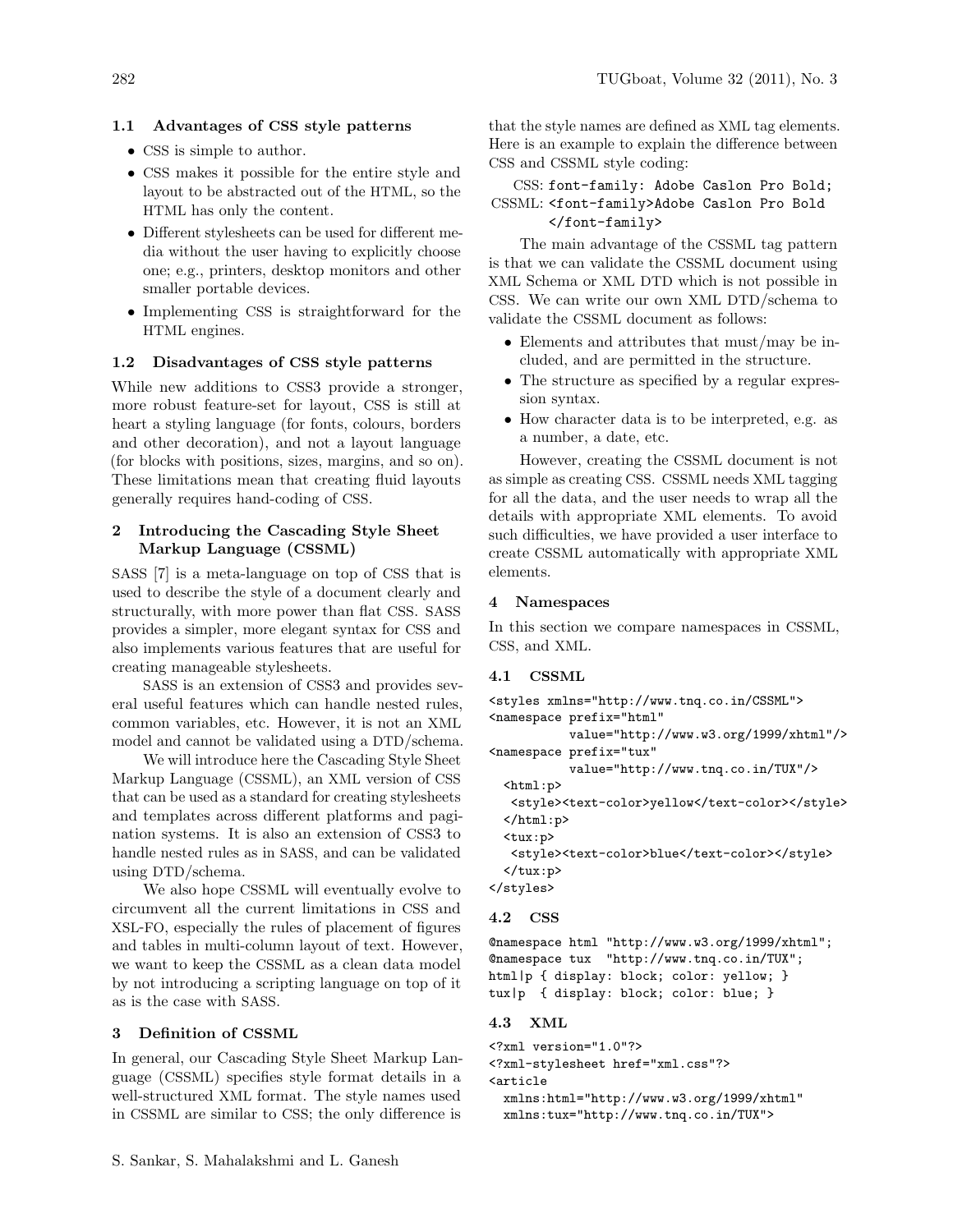### 1.1 Advantages of CSS style patterns

- CSS is simple to author.
- CSS makes it possible for the entire style and layout to be abstracted out of the HTML, so the HTML has only the content.
- Different stylesheets can be used for different media without the user having to explicitly choose one; e.g., printers, desktop monitors and other smaller portable devices.
- Implementing CSS is straightforward for the HTML engines.

### 1.2 Disadvantages of CSS style patterns

While new additions to CSS3 provide a stronger, more robust feature-set for layout, CSS is still at heart a styling language (for fonts, colours, borders and other decoration), and not a layout language (for blocks with positions, sizes, margins, and so on). These limitations mean that creating fluid layouts generally requires hand-coding of CSS.

## 2 Introducing the Cascading Style Sheet Markup Language (CSSML)

SASS [7] is a meta-language on top of CSS that is used to describe the style of a document clearly and structurally, with more power than flat CSS. SASS provides a simpler, more elegant syntax for CSS and also implements various features that are useful for creating manageable stylesheets.

SASS is an extension of CSS3 and provides several useful features which can handle nested rules, common variables, etc. However, it is not an XML model and cannot be validated using a DTD/schema.

We will introduce here the Cascading Style Sheet Markup Language (CSSML), an XML version of CSS that can be used as a standard for creating stylesheets and templates across different platforms and pagination systems. It is also an extension of CSS3 to handle nested rules as in SASS, and can be validated using DTD/schema.

We also hope CSSML will eventually evolve to circumvent all the current limitations in CSS and XSL-FO, especially the rules of placement of figures and tables in multi-column layout of text. However, we want to keep the CSSML as a clean data model by not introducing a scripting language on top of it as is the case with SASS.

## 3 Definition of CSSML

In general, our Cascading Style Sheet Markup Language (CSSML) specifies style format details in a well-structured XML format. The style names used in CSSML are similar to CSS; the only difference is that the style names are defined as XML tag elements. Here is an example to explain the difference between CSS and CSSML style coding:

```
CSS: font-family: Adobe Caslon Pro Bold;
CSSML: <font-family>Adobe Caslon Pro Bold
       </font-family>
```

The main advantage of the CSSML tag pattern is that we can validate the CSSML document using XML Schema or XML DTD which is not possible in CSS. We can write our own XML DTD/schema to validate the CSSML document as follows:

- Elements and attributes that must/may be included, and are permitted in the structure.
- The structure as specified by a regular expression syntax.
- How character data is to be interpreted, e.g. as a number, a date, etc.

However, creating the CSSML document is not as simple as creating CSS. CSSML needs XML tagging for all the data, and the user needs to wrap all the details with appropriate XML elements. To avoid such difficulties, we have provided a user interface to create CSSML automatically with appropriate XML elements.

## 4 Namespaces

In this section we compare namespaces in CSSML, CSS, and XML.

### 4.1 CSSML

```
<styles xmlns="http://www.tnq.co.in/CSSML">
<namespace prefix="html"
           value="http://www.w3.org/1999/xhtml"/>
<namespace prefix="tux"
           value="http://www.tnq.co.in/TUX"/>
  <html:p>
   <style><text-color>yellow</text-color></style>
  </html:p>
  <tux:p>
   <style><text-color>blue</text-color></style>
  </tux:p>
</styles>
```

### 4.2 CSS

```
@namespace html "http://www.w3.org/1999/xhtml";
@namespace tux  "http://www.tnq.co.in/TUX";
html|p { display: block; color: yellow; }
tux|p  { display: block; color: blue; }
```

### 4.3 XML

```
<?xml version="1.0"?>
<?xml-stylesheet href="xml.css"?>
<article
  xmlns:html="http://www.w3.org/1999/xhtml"
  xmlns:tux="http://www.tnq.co.in/TUX">
```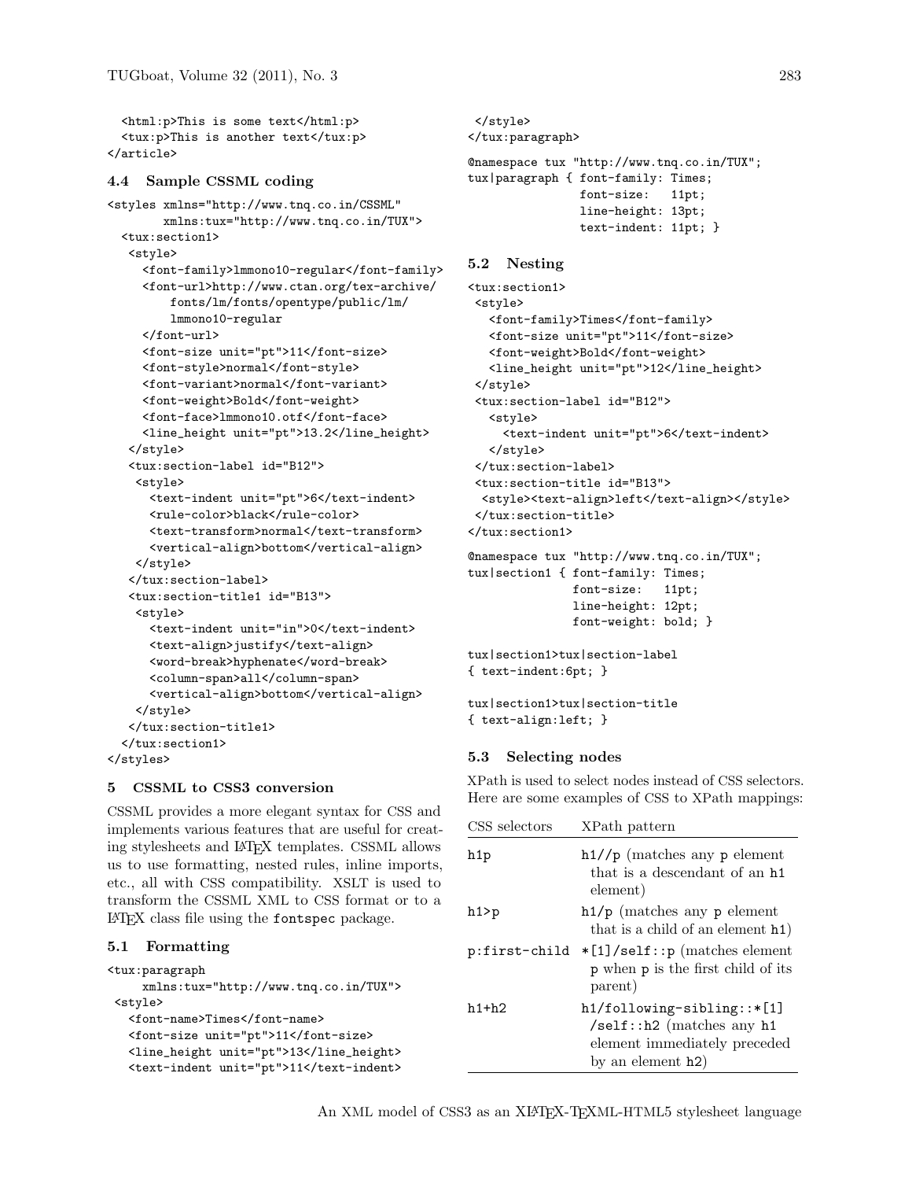```
  <html:p>This is some text</html:p>
  <tux:p>This is another text</tux:p>
</article>
```

### 4.4 Sample CSSML coding

```
<styles xmlns="http://www.tnq.co.in/CSSML"
        xmlns:tux="http://www.tnq.co.in/TUX">
  <tux:section1>
   <style>
     <font-family>lmmono10-regular</font-family>
     <font-url>http://www.ctan.org/tex-archive/
         fonts/lm/fonts/opentype/public/lm/
         lmmono10-regular
     </font-url>
     <font-size unit="pt">11</font-size>
     <font-style>normal</font-style>
     <font-variant>normal</font-variant>
     <font-weight>Bold</font-weight>
     <font-face>lmmono10.otf</font-face>
     <line_height unit="pt">13.2</line_height>
   </style>
   <tux:section-label id="B12">
    <style>
      <text-indent unit="pt">6</text-indent>
      <rule-color>black</rule-color>
      <text-transform>normal</text-transform>
      <vertical-align>bottom</vertical-align>
    </style>
   </tux:section-label>
   <tux:section-title1 id="B13">
    <style>
      <text-indent unit="in">0</text-indent>
      <text-align>justify</text-align>
      <word-break>hyphenate</word-break>
      <column-span>all</column-span>
      <vertical-align>bottom</vertical-align>
    </style>
   </tux:section-title1>
  </tux:section1>
</styles>
```

## 5 CSSML to CSS3 conversion

CSSML provides a more elegant syntax for CSS and implements various features that are useful for creating stylesheets and LaTeX templates. CSSML allows us to use formatting, nested rules, inline imports, etc., all with CSS compatibility. XSLT is used to transform the CSSML XML to CSS format or to a LaTeX class file using the fontspec package.

### 5.1 Formatting

```
<tux:paragraph
     xmlns:tux="http://www.tnq.co.in/TUX">
 <style>
   <font-name>Times</font-name>
   <font-size unit="pt">11</font-size>
   <line_height unit="pt">13</line_height>
   <text-indent unit="pt">11</text-indent>
 </style>
</tux:paragraph>
```

```
@namespace tux "http://www.tnq.co.in/TUX";
tux|paragraph { font-family: Times;
                font-size:   11pt;
                line-height: 13pt;
                text-indent: 11pt; }
```

### 5.2 Nesting

```
<tux:section1>
 <style>
   <font-family>Times</font-family>
   <font-size unit="pt">11</font-size>
   <font-weight>Bold</font-weight>
   <line_height unit="pt">12</line_height>
 </style>
 <tux:section-label id="B12">
   <style>
     <text-indent unit="pt">6</text-indent>
   </style>
 </tux:section-label>
 <tux:section-title id="B13">
  <style><text-align>left</text-align></style>
 </tux:section-title>
</tux:section1>
```

```
@namespace tux "http://www.tnq.co.in/TUX";
tux|section1 { font-family: Times;
               font-size:   11pt;
               line-height: 12pt;
               font-weight: bold; }

tux|section1>tux|section-label
{ text-indent:6pt; }

tux|section1>tux|section-title
{ text-align:left; }
```

### 5.3 Selecting nodes

XPath is used to select nodes instead of CSS selectors. Here are some examples of CSS to XPath mappings:

| CSS selectors | XPath pattern |
|---|---|
| h1p | h1//p (matches any p element that is a descendant of an h1 element) |
| h1>p | h1/p (matches any p element that is a child of an element h1) |
| p:first-child | *[1]/self::p (matches element p when p is the first child of its parent) |
| h1+h2 | h1/following-sibling::*[1] /self::h2 (matches any h1 element immediately preceded by an element h2) |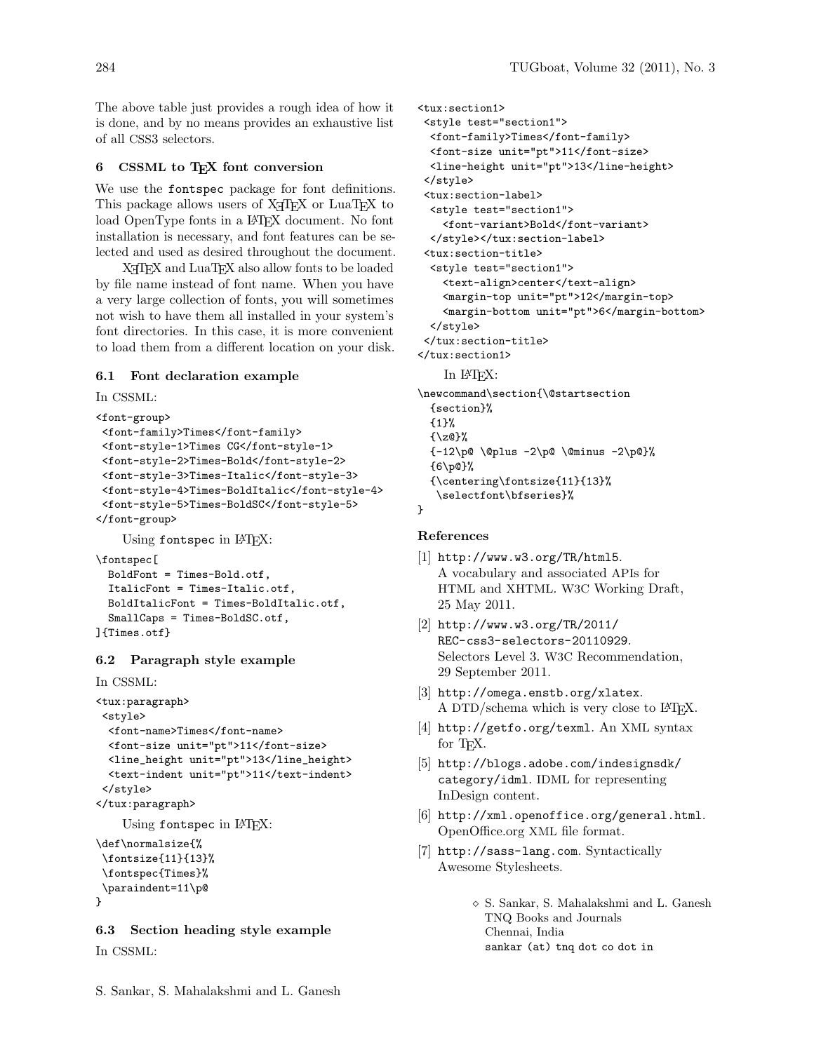The above table just provides a rough idea of how it is done, and by no means provides an exhaustive list of all CSS3 selectors.

## 6 CSSML to TeX font conversion

We use the fontspec package for font definitions. This package allows users of XeTeX or LuaTeX to load OpenType fonts in a LaTeX document. No font installation is necessary, and font features can be selected and used as desired throughout the document.

XeTeX and LuaTeX also allow fonts to be loaded by file name instead of font name. When you have a very large collection of fonts, you will sometimes not wish to have them all installed in your system's font directories. In this case, it is more convenient to load them from a different location on your disk.

### 6.1 Font declaration example

In CSSML:

```
<font-group>
 <font-family>Times</font-family>
 <font-style-1>Times CG</font-style-1>
 <font-style-2>Times-Bold</font-style-2>
 <font-style-3>Times-Italic</font-style-3>
 <font-style-4>Times-BoldItalic</font-style-4>
 <font-style-5>Times-BoldSC</font-style-5>
</font-group>
```

Using fontspec in LaTeX:

```
\fontspec[
  BoldFont = Times-Bold.otf,
  ItalicFont = Times-Italic.otf,
  BoldItalicFont = Times-BoldItalic.otf,
  SmallCaps = Times-BoldSC.otf,
]{Times.otf}
```

### 6.2 Paragraph style example

In CSSML:

```
<tux:paragraph>
 <style>
  <font-name>Times</font-name>
  <font-size unit="pt">11</font-size>
  <line_height unit="pt">13</line_height>
  <text-indent unit="pt">11</text-indent>
 </style>
</tux:paragraph>
```

Using fontspec in LaTeX:

```
\def\normalsize{%
 \fontsize{11}{13}%
 \fontspec{Times}%
 \paraindent=11\p@
}
```

### 6.3 Section heading style example

In CSSML:

```
<tux:section1>
 <style test="section1">
  <font-family>Times</font-family>
  <font-size unit="pt">11</font-size>
  <line-height unit="pt">13</line-height>
 </style>
 <tux:section-label>
  <style test="section1">
    <font-variant>Bold</font-variant>
  </style></tux:section-label>
 <tux:section-title>
  <style test="section1">
    <text-align>center</text-align>
    <margin-top unit="pt">12</margin-top>
    <margin-bottom unit="pt">6</margin-bottom>
  </style>
 </tux:section-title>
</tux:section1>
```

In LaTeX:

```
\newcommand\section{\@startsection
  {section}%
  {1}%
  {\z@}%
  {-12\p@ \@plus -2\p@ \@minus -2\p@}%
  {6\p@}%
  {\centering\fontsize{11}{13}%
   \selectfont\bfseries}%
}
```

## References

[1] http://www.w3.org/TR/html5. A vocabulary and associated APIs for HTML and XHTML. W3C Working Draft, 25 May 2011.

[2] http://www.w3.org/TR/2011/REC-css3-selectors-20110929. Selectors Level 3. W3C Recommendation, 29 September 2011.

[3] http://omega.enstb.org/xlatex. A DTD/schema which is very close to LaTeX.

[4] http://getfo.org/texml. An XML syntax for TeX.

[5] http://blogs.adobe.com/indesignsdk/category/idml. IDML for representing InDesign content.

[6] http://xml.openoffice.org/general.html. OpenOffice.org XML file format.

[7] http://sass-lang.com. Syntactically Awesome Stylesheets.

⋄ S. Sankar, S. Mahalakshmi and L. Ganesh
TNQ Books and Journals
Chennai, India
sankar (at) tnq dot co dot in